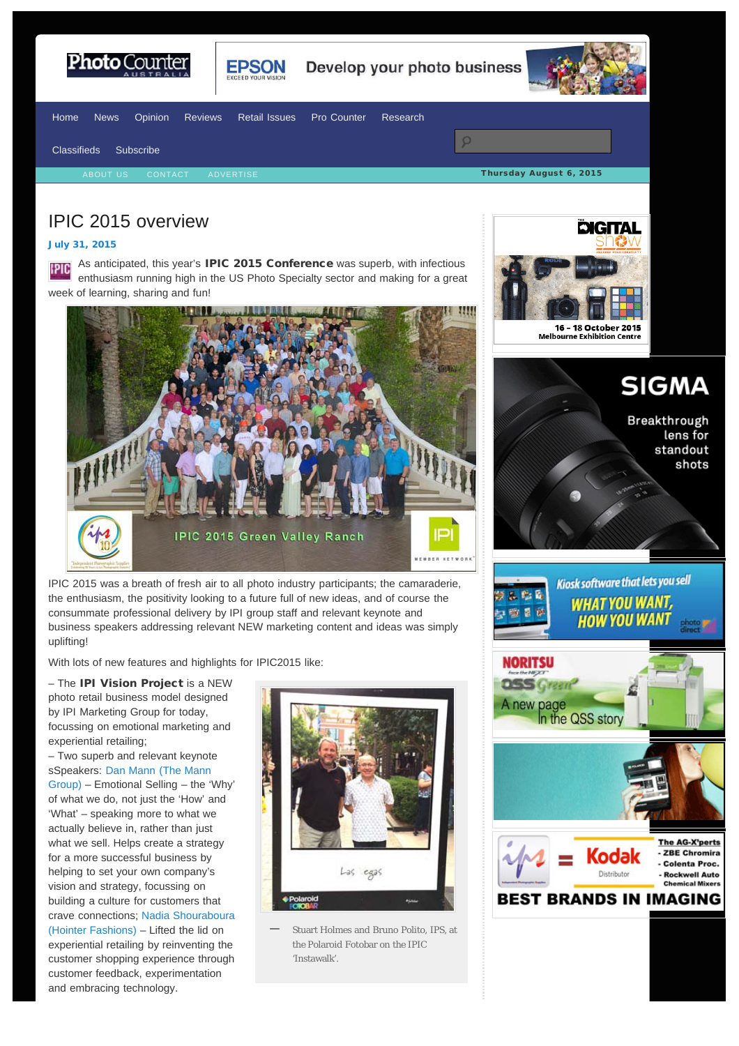# IPIC 2015 overview

**July 31, 2015**

As anticipated, this year's **IPIC 2015 Conference** was superb, with infectious enthusiasm running high in the US Photo Specialty sector and making for a great week of learning, sharing and fun!

IPIC 2015 was a breath of fresh air to all photo industry participants; the camaraderie, the enthusiasm, the positivity looking to a future full of new ideas, and of course the consummate professional delivery by IPI group staff and relevant keynote and business speakers addressing relevant NEW marketing content and ideas was simply uplifting!

With lots of new features and highlights for IPIC2015 like:

– The **IPI Vision Project** is a NEW photo retail business model designed by IPI Marketing Group for today, focussing on emotional marketing and experiential retailing;
– Two superb and relevant keynote sSpeakers: Dan Mann (The Mann Group) – Emotional Selling – the 'Why' of what we do, not just the 'How' and 'What' – speaking more to what we actually believe in, rather than just what we sell. Helps create a strategy for a more successful business by helping to set your own company's vision and strategy, focussing on building a culture for customers that crave connections; Nadia Shouraboura (Hointer Fashions) – Lifted the lid on experiential retailing by reinventing the customer shopping experience through customer feedback, experimentation and embracing technology.

Stuart Holmes and Bruno Polito, IPS, at the Polaroid Fotobar on the IPIC 'Instawalk'.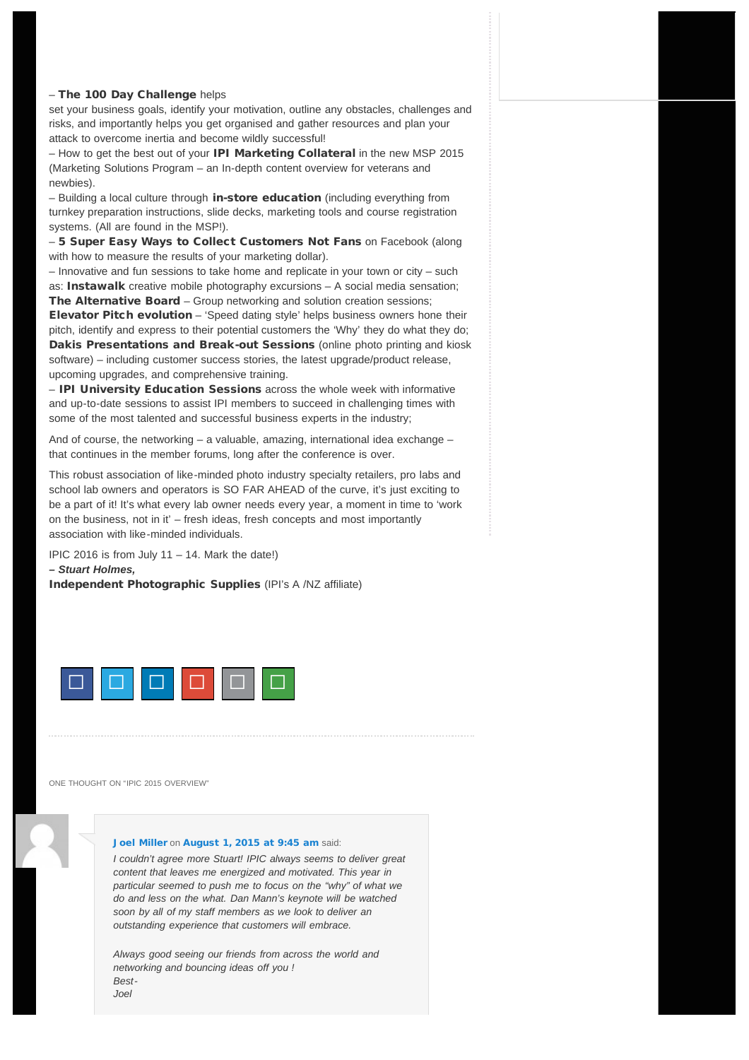– **The 100 Day Challenge** helps
set your business goals, identify your motivation, outline any obstacles, challenges and risks, and importantly helps you get organised and gather resources and plan your attack to overcome inertia and become wildly successful!
– How to get the best out of your **IPI Marketing Collateral** in the new MSP 2015 (Marketing Solutions Program – an In-depth content overview for veterans and newbies).
– Building a local culture through **in-store education** (including everything from turnkey preparation instructions, slide decks, marketing tools and course registration systems. (All are found in the MSP!).
– **5 Super Easy Ways to Collect Customers Not Fans** on Facebook (along with how to measure the results of your marketing dollar).
– Innovative and fun sessions to take home and replicate in your town or city – such as: **Instawalk** creative mobile photography excursions – A social media sensation; **The Alternative Board** – Group networking and solution creation sessions; **Elevator Pitch evolution** – 'Speed dating style' helps business owners hone their pitch, identify and express to their potential customers the 'Why' they do what they do; **Dakis Presentations and Break-out Sessions** (online photo printing and kiosk software) – including customer success stories, the latest upgrade/product release, upcoming upgrades, and comprehensive training.
– **IPI University Education Sessions** across the whole week with informative and up-to-date sessions to assist IPI members to succeed in challenging times with some of the most talented and successful business experts in the industry;

And of course, the networking – a valuable, amazing, international idea exchange – that continues in the member forums, long after the conference is over.

This robust association of like-minded photo industry specialty retailers, pro labs and school lab owners and operators is SO FAR AHEAD of the curve, it's just exciting to be a part of it! It's what every lab owner needs every year, a moment in time to 'work on the business, not in it' – fresh ideas, fresh concepts and most importantly association with like-minded individuals.

IPIC 2016 is from July 11 – 14. Mark the date!)
***– Stuart Holmes,***
**Independent Photographic Supplies** (IPI's A /NZ affiliate)

ONE THOUGHT ON "IPIC 2015 OVERVIEW"

**Joel Miller** on **August 1, 2015 at 9:45 am** said:

*I couldn't agree more Stuart! IPIC always seems to deliver great content that leaves me energized and motivated. This year in particular seemed to push me to focus on the "why" of what we do and less on the what. Dan Mann's keynote will be watched soon by all of my staff members as we look to deliver an outstanding experience that customers will embrace.*

*Always good seeing our friends from across the world and networking and bouncing ideas off you !*
*Best-*
*Joel*